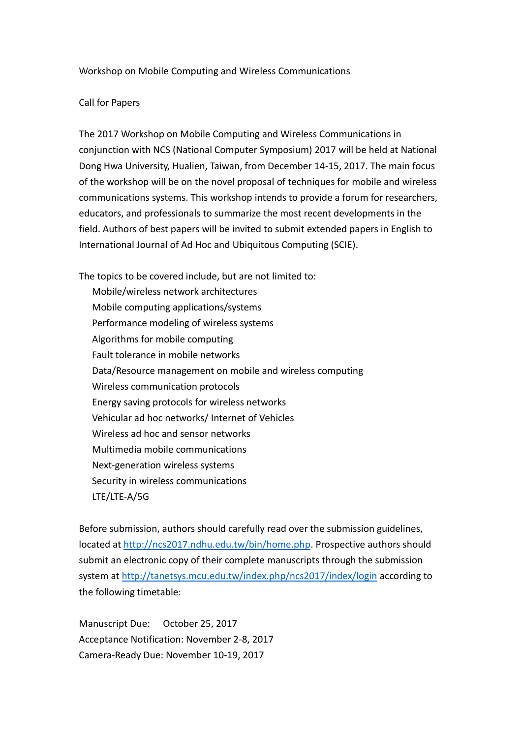# Workshop on Mobile Computing and Wireless Communications

## Call for Papers

The 2017 Workshop on Mobile Computing and Wireless Communications in conjunction with NCS (National Computer Symposium) 2017 will be held at National Dong Hwa University, Hualien, Taiwan, from December 14-15, 2017. The main focus of the workshop will be on the novel proposal of techniques for mobile and wireless communications systems. This workshop intends to provide a forum for researchers, educators, and professionals to summarize the most recent developments in the field. Authors of best papers will be invited to submit extended papers in English to International Journal of Ad Hoc and Ubiquitous Computing (SCIE).

The topics to be covered include, but are not limited to:

- Mobile/wireless network architectures
- Mobile computing applications/systems
- Performance modeling of wireless systems
- Algorithms for mobile computing
- Fault tolerance in mobile networks
- Data/Resource management on mobile and wireless computing
- Wireless communication protocols
- Energy saving protocols for wireless networks
- Vehicular ad hoc networks/ Internet of Vehicles
- Wireless ad hoc and sensor networks
- Multimedia mobile communications
- Next-generation wireless systems
- Security in wireless communications
- LTE/LTE-A/5G

Before submission, authors should carefully read over the submission guidelines, located at http://ncs2017.ndhu.edu.tw/bin/home.php. Prospective authors should submit an electronic copy of their complete manuscripts through the submission system at http://tanetsys.mcu.edu.tw/index.php/ncs2017/index/login according to the following timetable:

Manuscript Due: October 25, 2017
Acceptance Notification: November 2-8, 2017
Camera-Ready Due: November 10-19, 2017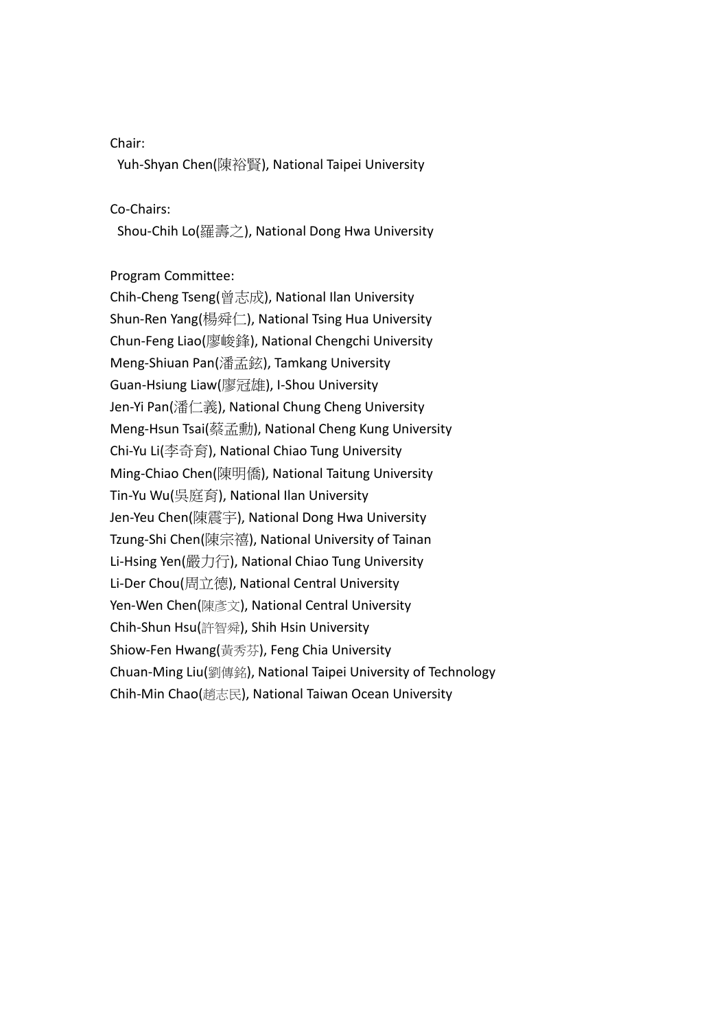Chair:

Yuh-Shyan Chen(陳裕賢), National Taipei University

Co-Chairs:

Shou-Chih Lo(羅壽之), National Dong Hwa University

Program Committee:

Chih-Cheng Tseng(曾志成), National Ilan University
Shun-Ren Yang(楊舜仁), National Tsing Hua University
Chun-Feng Liao(廖峻鋒), National Chengchi University
Meng-Shiuan Pan(潘孟鉉), Tamkang University
Guan-Hsiung Liaw(廖冠雄), I-Shou University
Jen-Yi Pan(潘仁義), National Chung Cheng University
Meng-Hsun Tsai(蔡孟勳), National Cheng Kung University
Chi-Yu Li(李奇育), National Chiao Tung University
Ming-Chiao Chen(陳明僑), National Taitung University
Tin-Yu Wu(吳庭育), National Ilan University
Jen-Yeu Chen(陳震宇), National Dong Hwa University
Tzung-Shi Chen(陳宗禧), National University of Tainan
Li-Hsing Yen(嚴力行), National Chiao Tung University
Li-Der Chou(周立德), National Central University
Yen-Wen Chen(陳彥文), National Central University
Chih-Shun Hsu(許智舜), Shih Hsin University
Shiow-Fen Hwang(黃秀芬), Feng Chia University
Chuan-Ming Liu(劉傳銘), National Taipei University of Technology
Chih-Min Chao(趙志民), National Taiwan Ocean University